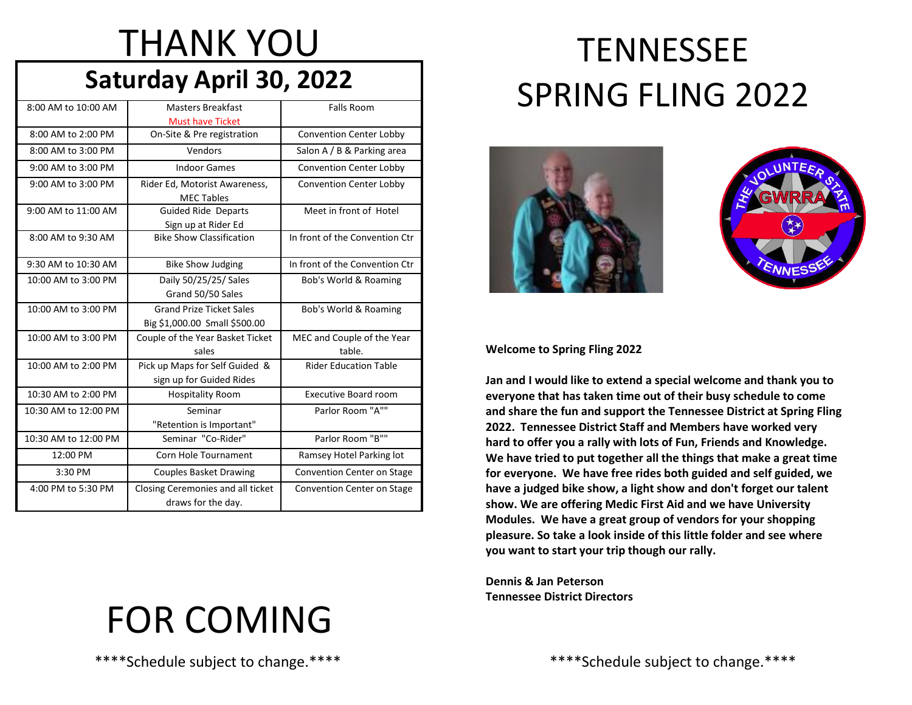# THANK YOU

## Saturday April 30, 2022

| Time | Event | Location |
|---|---|---|
| 8:00 AM to 10:00 AM | Masters Breakfast Must have Ticket | Falls Room |
| 8:00 AM to 2:00 PM | On-Site & Pre registration | Convention Center Lobby |
| 8:00 AM to 3:00 PM | Vendors | Salon A / B & Parking area |
| 9:00 AM to 3:00 PM | Indoor Games | Convention Center Lobby |
| 9:00 AM to 3:00 PM | Rider Ed, Motorist Awareness, MEC Tables | Convention Center Lobby |
| 9:00 AM to 11:00 AM | Guided Ride Departs Sign up at Rider Ed | Meet in front of Hotel |
| 8:00 AM to 9:30 AM | Bike Show Classification | In front of the Convention Ctr |
| 9:30 AM to 10:30 AM | Bike Show Judging | In front of the Convention Ctr |
| 10:00 AM to 3:00 PM | Daily 50/25/25/ Sales Grand 50/50 Sales | Bob's World & Roaming |
| 10:00 AM to 3:00 PM | Grand Prize Ticket Sales Big $1,000.00 Small $500.00 | Bob's World & Roaming |
| 10:00 AM to 3:00 PM | Couple of the Year Basket Ticket sales | MEC and Couple of the Year table. |
| 10:00 AM to 2:00 PM | Pick up Maps for Self Guided & sign up for Guided Rides | Rider Education Table |
| 10:30 AM to 2:00 PM | Hospitality Room | Executive Board room |
| 10:30 AM to 12:00 PM | Seminar "Retention is Important" | Parlor Room "A"" |
| 10:30 AM to 12:00 PM | Seminar "Co-Rider" | Parlor Room "B"" |
| 12:00 PM | Corn Hole Tournament | Ramsey Hotel Parking lot |
| 3:30 PM | Couples Basket Drawing | Convention Center on Stage |
| 4:00 PM to 5:30 PM | Closing Ceremonies and all ticket draws for the day. | Convention Center on Stage |

# FOR COMING

****Schedule subject to change.****

# TENNESSEE SPRING FLING 2022

**Welcome to Spring Fling 2022**

**Jan and I would like to extend a special welcome and thank you to everyone that has taken time out of their busy schedule to come and share the fun and support the Tennessee District at Spring Fling 2022. Tennessee District Staff and Members have worked very hard to offer you a rally with lots of Fun, Friends and Knowledge. We have tried to put together all the things that make a great time for everyone. We have free rides both guided and self guided, we have a judged bike show, a light show and don't forget our talent show. We are offering Medic First Aid and we have University Modules. We have a great group of vendors for your shopping pleasure. So take a look inside of this little folder and see where you want to start your trip though our rally.**

**Dennis & Jan Peterson**
**Tennessee District Directors**

****Schedule subject to change.****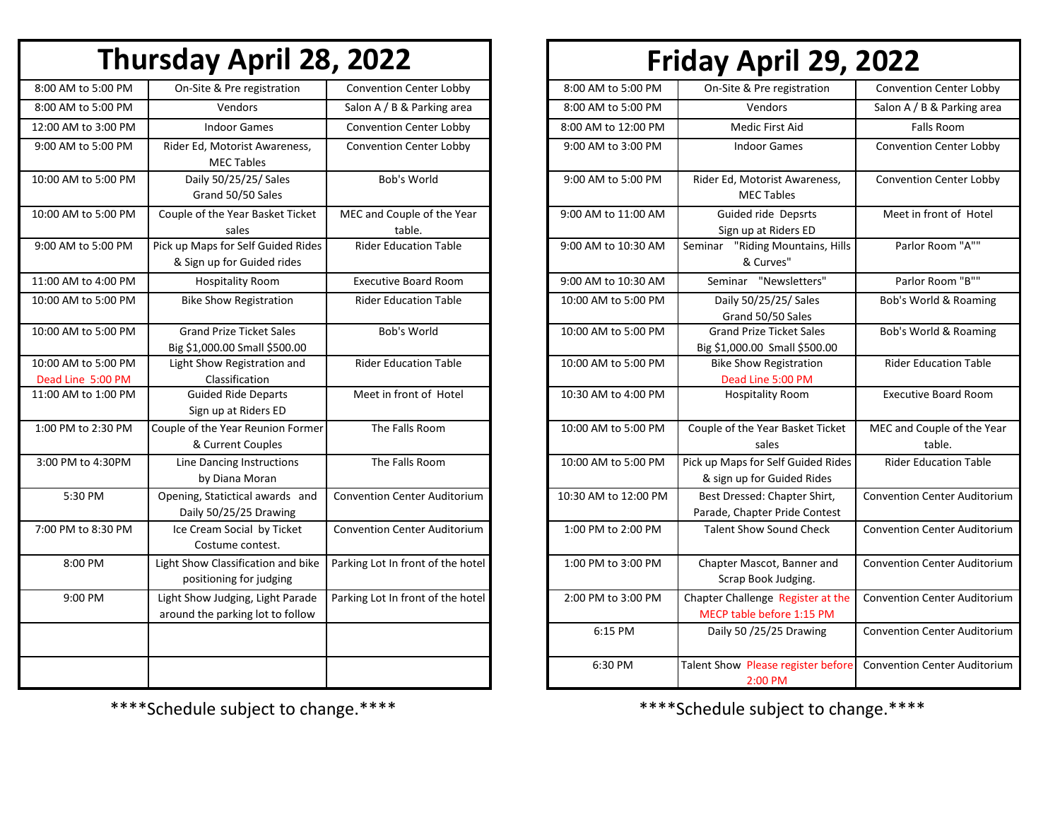# Thursday April 28, 2022

| | | |
|---|---|---|
| 8:00 AM to 5:00 PM | On-Site & Pre registration | Convention Center Lobby |
| 8:00 AM to 5:00 PM | Vendors | Salon A / B & Parking area |
| 12:00 AM to 3:00 PM | Indoor Games | Convention Center Lobby |
| 9:00 AM to 5:00 PM | Rider Ed, Motorist Awareness, MEC Tables | Convention Center Lobby |
| 10:00 AM to 5:00 PM | Daily 50/25/25/ Sales Grand 50/50 Sales | Bob's World |
| 10:00 AM to 5:00 PM | Couple of the Year Basket Ticket sales | MEC and Couple of the Year table. |
| 9:00 AM to 5:00 PM | Pick up Maps for Self Guided Rides & Sign up for Guided rides | Rider Education Table |
| 11:00 AM to 4:00 PM | Hospitality Room | Executive Board Room |
| 10:00 AM to 5:00 PM | Bike Show Registration | Rider Education Table |
| 10:00 AM to 5:00 PM | Grand Prize Ticket Sales Big $1,000.00 Small $500.00 | Bob's World |
| 10:00 AM to 5:00 PM Dead Line 5:00 PM | Light Show Registration and Classification | Rider Education Table |
| 11:00 AM to 1:00 PM | Guided Ride Departs Sign up at Riders ED | Meet in front of Hotel |
| 1:00 PM to 2:30 PM | Couple of the Year Reunion Former & Current Couples | The Falls Room |
| 3:00 PM to 4:30PM | Line Dancing Instructions by Diana Moran | The Falls Room |
| 5:30 PM | Opening, Statictical awards and Daily 50/25/25 Drawing | Convention Center Auditorium |
| 7:00 PM to 8:30 PM | Ice Cream Social by Ticket Costume contest. | Convention Center Auditorium |
| 8:00 PM | Light Show Classification and bike positioning for judging | Parking Lot In front of the hotel |
| 9:00 PM | Light Show Judging, Light Parade around the parking lot to follow | Parking Lot In front of the hotel |
| | | |
| | | |

****Schedule subject to change.****

# Friday April 29, 2022

| | | |
|---|---|---|
| 8:00 AM to 5:00 PM | On-Site & Pre registration | Convention Center Lobby |
| 8:00 AM to 5:00 PM | Vendors | Salon A / B & Parking area |
| 8:00 AM to 12:00 PM | Medic First Aid | Falls Room |
| 9:00 AM to 3:00 PM | Indoor Games | Convention Center Lobby |
| 9:00 AM to 5:00 PM | Rider Ed, Motorist Awareness, MEC Tables | Convention Center Lobby |
| 9:00 AM to 11:00 AM | Guided ride Depsrts Sign up at Riders ED | Meet in front of Hotel |
| 9:00 AM to 10:30 AM | Seminar "Riding Mountains, Hills & Curves" | Parlor Room "A"" |
| 9:00 AM to 10:30 AM | Seminar "Newsletters" | Parlor Room "B"" |
| 10:00 AM to 5:00 PM | Daily 50/25/25/ Sales Grand 50/50 Sales | Bob's World & Roaming |
| 10:00 AM to 5:00 PM | Grand Prize Ticket Sales Big $1,000.00 Small $500.00 | Bob's World & Roaming |
| 10:00 AM to 5:00 PM | Bike Show Registration Dead Line 5:00 PM | Rider Education Table |
| 10:30 AM to 4:00 PM | Hospitality Room | Executive Board Room |
| 10:00 AM to 5:00 PM | Couple of the Year Basket Ticket sales | MEC and Couple of the Year table. |
| 10:00 AM to 5:00 PM | Pick up Maps for Self Guided Rides & sign up for Guided Rides | Rider Education Table |
| 10:30 AM to 12:00 PM | Best Dressed: Chapter Shirt, Parade, Chapter Pride Contest | Convention Center Auditorium |
| 1:00 PM to 2:00 PM | Talent Show Sound Check | Convention Center Auditorium |
| 1:00 PM to 3:00 PM | Chapter Mascot, Banner and Scrap Book Judging. | Convention Center Auditorium |
| 2:00 PM to 3:00 PM | Chapter Challenge Register at the MECP table before 1:15 PM | Convention Center Auditorium |
| 6:15 PM | Daily 50 /25/25 Drawing | Convention Center Auditorium |
| 6:30 PM | Talent Show Please register before 2:00 PM | Convention Center Auditorium |

****Schedule subject to change.****